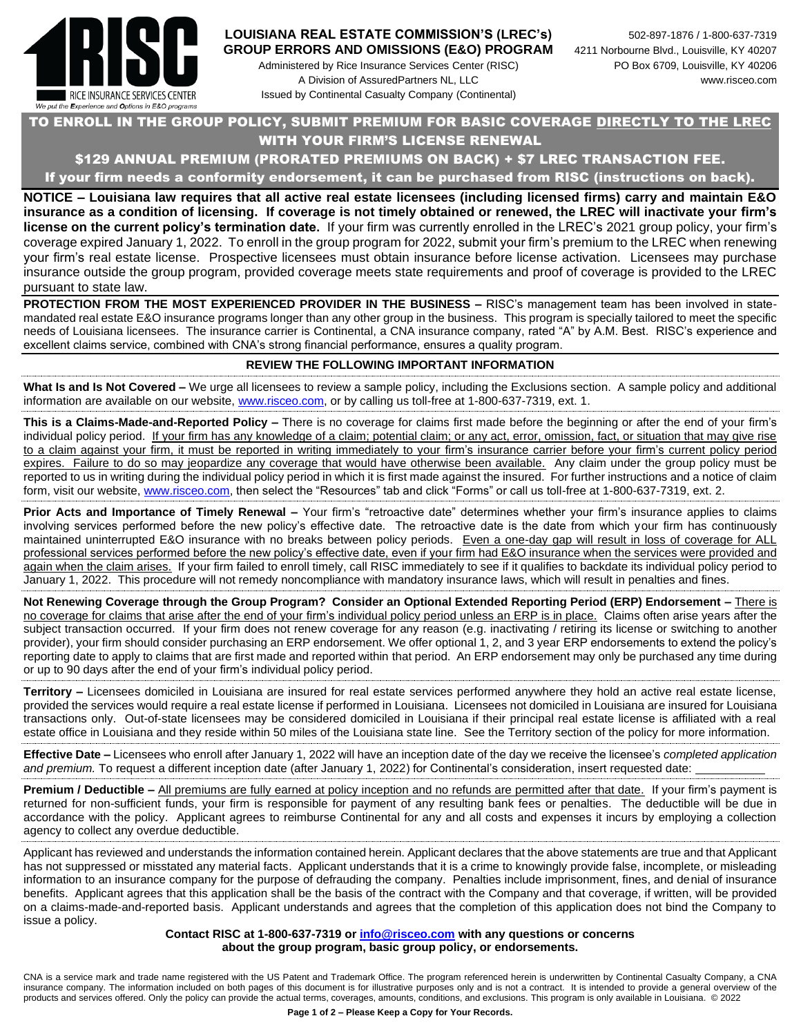RICE INSURANCE SERVICES CENTER
*We put the Experience and Options in E&O programs*

**LOUISIANA REAL ESTATE COMMISSION'S (LREC's) GROUP ERRORS AND OMISSIONS (E&O) PROGRAM**

Administered by Rice Insurance Services Center (RISC)
A Division of AssuredPartners NL, LLC
Issued by Continental Casualty Company (Continental)

502-897-1876 / 1-800-637-7319
4211 Norbourne Blvd., Louisville, KY 40207
PO Box 6709, Louisville, KY 40206
www.risceo.com

## TO ENROLL IN THE GROUP POLICY, SUBMIT PREMIUM FOR BASIC COVERAGE DIRECTLY TO THE LREC WITH YOUR FIRM'S LICENSE RENEWAL

**$129 ANNUAL PREMIUM (PRORATED PREMIUMS ON BACK) + $7 LREC TRANSACTION FEE.**

**If your firm needs a conformity endorsement, it can be purchased from RISC (instructions on back).**

**NOTICE – Louisiana law requires that all active real estate licensees (including licensed firms) carry and maintain E&O insurance as a condition of licensing. If coverage is not timely obtained or renewed, the LREC will inactivate your firm's license on the current policy's termination date.** If your firm was currently enrolled in the LREC's 2021 group policy, your firm's coverage expired January 1, 2022. To enroll in the group program for 2022, submit your firm's premium to the LREC when renewing your firm's real estate license. Prospective licensees must obtain insurance before license activation. Licensees may purchase insurance outside the group program, provided coverage meets state requirements and proof of coverage is provided to the LREC pursuant to state law.

**PROTECTION FROM THE MOST EXPERIENCED PROVIDER IN THE BUSINESS –** RISC's management team has been involved in state-mandated real estate E&O insurance programs longer than any other group in the business. This program is specially tailored to meet the specific needs of Louisiana licensees. The insurance carrier is Continental, a CNA insurance company, rated "A" by A.M. Best. RISC's experience and excellent claims service, combined with CNA's strong financial performance, ensures a quality program.

### REVIEW THE FOLLOWING IMPORTANT INFORMATION

**What Is and Is Not Covered –** We urge all licensees to review a sample policy, including the Exclusions section. A sample policy and additional information are available on our website, www.risceo.com, or by calling us toll-free at 1-800-637-7319, ext. 1.

**This is a Claims-Made-and-Reported Policy –** There is no coverage for claims first made before the beginning or after the end of your firm's individual policy period. If your firm has any knowledge of a claim; potential claim; or any act, error, omission, fact, or situation that may give rise to a claim against your firm, it must be reported in writing immediately to your firm's insurance carrier before your firm's current policy period expires. Failure to do so may jeopardize any coverage that would have otherwise been available. Any claim under the group policy must be reported to us in writing during the individual policy period in which it is first made against the insured. For further instructions and a notice of claim form, visit our website, www.risceo.com, then select the "Resources" tab and click "Forms" or call us toll-free at 1-800-637-7319, ext. 2.

**Prior Acts and Importance of Timely Renewal –** Your firm's "retroactive date" determines whether your firm's insurance applies to claims involving services performed before the new policy's effective date. The retroactive date is the date from which your firm has continuously maintained uninterrupted E&O insurance with no breaks between policy periods. Even a one-day gap will result in loss of coverage for ALL professional services performed before the new policy's effective date, even if your firm had E&O insurance when the services were provided and again when the claim arises. If your firm failed to enroll timely, call RISC immediately to see if it qualifies to backdate its individual policy period to January 1, 2022. This procedure will not remedy noncompliance with mandatory insurance laws, which will result in penalties and fines.

**Not Renewing Coverage through the Group Program? Consider an Optional Extended Reporting Period (ERP) Endorsement –** There is no coverage for claims that arise after the end of your firm's individual policy period unless an ERP is in place. Claims often arise years after the subject transaction occurred. If your firm does not renew coverage for any reason (e.g. inactivating / retiring its license or switching to another provider), your firm should consider purchasing an ERP endorsement. We offer optional 1, 2, and 3 year ERP endorsements to extend the policy's reporting date to apply to claims that are first made and reported within that period. An ERP endorsement may only be purchased any time during or up to 90 days after the end of your firm's individual policy period.

**Territory –** Licensees domiciled in Louisiana are insured for real estate services performed anywhere they hold an active real estate license, provided the services would require a real estate license if performed in Louisiana. Licensees not domiciled in Louisiana are insured for Louisiana transactions only. Out-of-state licensees may be considered domiciled in Louisiana if their principal real estate license is affiliated with a real estate office in Louisiana and they reside within 50 miles of the Louisiana state line. See the Territory section of the policy for more information.

**Effective Date –** Licensees who enroll after January 1, 2022 will have an inception date of the day we receive the licensee's *completed application and premium.* To request a different inception date (after January 1, 2022) for Continental's consideration, insert requested date: ___________

**Premium / Deductible –** All premiums are fully earned at policy inception and no refunds are permitted after that date. If your firm's payment is returned for non-sufficient funds, your firm is responsible for payment of any resulting bank fees or penalties. The deductible will be due in accordance with the policy. Applicant agrees to reimburse Continental for any and all costs and expenses it incurs by employing a collection agency to collect any overdue deductible.

Applicant has reviewed and understands the information contained herein. Applicant declares that the above statements are true and that Applicant has not suppressed or misstated any material facts. Applicant understands that it is a crime to knowingly provide false, incomplete, or misleading information to an insurance company for the purpose of defrauding the company. Penalties include imprisonment, fines, and denial of insurance benefits. Applicant agrees that this application shall be the basis of the contract with the Company and that coverage, if written, will be provided on a claims-made-and-reported basis. Applicant understands and agrees that the completion of this application does not bind the Company to issue a policy.

**Contact RISC at 1-800-637-7319 or info@risceo.com with any questions or concerns about the group program, basic group policy, or endorsements.**

CNA is a service mark and trade name registered with the US Patent and Trademark Office. The program referenced herein is underwritten by Continental Casualty Company, a CNA insurance company. The information included on both pages of this document is for illustrative purposes only and is not a contract. It is intended to provide a general overview of the products and services offered. Only the policy can provide the actual terms, coverages, amounts, conditions, and exclusions. This program is only available in Louisiana. © 2022

**Please Keep a Copy for Your Records.**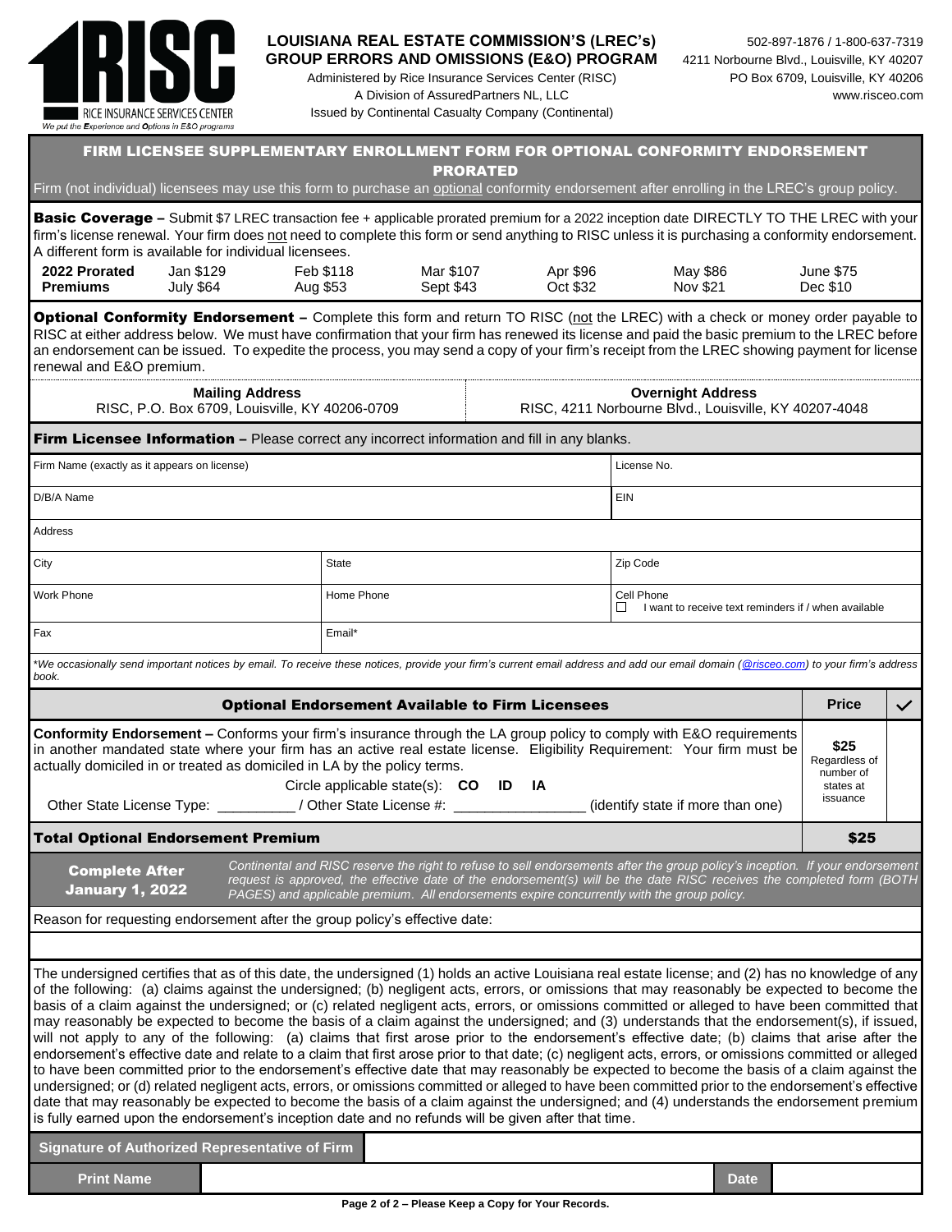**LOUISIANA REAL ESTATE COMMISSION'S (LREC's)**
**GROUP ERRORS AND OMISSIONS (E&O) PROGRAM**
Administered by Rice Insurance Services Center (RISC)
A Division of AssuredPartners NL, LLC
Issued by Continental Casualty Company (Continental)

502-897-1876 / 1-800-637-7319
4211 Norbourne Blvd., Louisville, KY 40207
PO Box 6709, Louisville, KY 40206
www.risceo.com

RICE INSURANCE SERVICES CENTER
*We put the Experience and Options in E&O programs*

## FIRM LICENSEE SUPPLEMENTARY ENROLLMENT FORM FOR OPTIONAL CONFORMITY ENDORSEMENT PRORATED

Firm (not individual) licensees may use this form to purchase an optional conformity endorsement after enrolling in the LREC's group policy.

**Basic Coverage –** Submit $7 LREC transaction fee + applicable prorated premium for a 2022 inception date DIRECTLY TO THE LREC with your firm's license renewal. Your firm does not need to complete this form or send anything to RISC unless it is purchasing a conformity endorsement. A different form is available for individual licensees.

| | | | | | | |
|---|---|---|---|---|---|---|
| **2022 Prorated Premiums** | Jan $129 | Feb $118 | Mar $107 | Apr $96 | May $86 | June $75 |
| | July $64 | Aug $53 | Sept $43 | Oct $32 | Nov $21 | Dec $10 |

**Optional Conformity Endorsement –** Complete this form and return TO RISC (not the LREC) with a check or money order payable to RISC at either address below. We must have confirmation that your firm has renewed its license and paid the basic premium to the LREC before an endorsement can be issued. To expedite the process, you may send a copy of your firm's receipt from the LREC showing payment for license renewal and E&O premium.

| Mailing Address | Overnight Address |
|---|---|
| RISC, P.O. Box 6709, Louisville, KY 40206-0709 | RISC, 4211 Norbourne Blvd., Louisville, KY 40207-4048 |

**Firm Licensee Information –** Please correct any incorrect information and fill in any blanks.

| | | |
|---|---|---|
| Firm Name (exactly as it appears on license) | | License No. |
| D/B/A Name | | EIN |
| Address | | |
| City | State | Zip Code |
| Work Phone | Home Phone | Cell Phone<br>☐ I want to receive text reminders if / when available |
| Fax | Email* | |

*\*We occasionally send important notices by email. To receive these notices, provide your firm's current email address and add our email domain (@risceo.com) to your firm's address book.*

| Optional Endorsement Available to Firm Licensees | Price | ✓ |
|---|---|---|
| **Conformity Endorsement –** Conforms your firm's insurance through the LA group policy to comply with E&O requirements in another mandated state where your firm has an active real estate license. Eligibility Requirement: Your firm must be actually domiciled in or treated as domiciled in LA by the policy terms.<br>Circle applicable state(s): **CO ID IA**<br>Other State License Type: __________ / Other State License #: ________________ (identify state if more than one) | **$25** Regardless of number of states at issuance | |
| **Total Optional Endorsement Premium** | **$25** | |

**Complete After January 1, 2022**

*Continental and RISC reserve the right to refuse to sell endorsements after the group policy's inception. If your endorsement request is approved, the effective date of the endorsement(s) will be the date RISC receives the completed form (BOTH PAGES) and applicable premium. All endorsements expire concurrently with the group policy.*

Reason for requesting endorsement after the group policy's effective date:

The undersigned certifies that as of this date, the undersigned (1) holds an active Louisiana real estate license; and (2) has no knowledge of any of the following: (a) claims against the undersigned; (b) negligent acts, errors, or omissions that may reasonably be expected to become the basis of a claim against the undersigned; or (c) related negligent acts, errors, or omissions committed or alleged to have been committed that may reasonably be expected to become the basis of a claim against the undersigned; and (3) understands that the endorsement(s), if issued, will not apply to any of the following: (a) claims that first arose prior to the endorsement's effective date; (b) claims that arise after the endorsement's effective date and relate to a claim that first arose prior to that date; (c) negligent acts, errors, or omissions committed or alleged to have been committed prior to the endorsement's effective date that may reasonably be expected to become the basis of a claim against the undersigned; or (d) related negligent acts, errors, or omissions committed or alleged to have been committed prior to the endorsement's effective date that may reasonably be expected to become the basis of a claim against the undersigned; and (4) understands the endorsement premium is fully earned upon the endorsement's inception date and no refunds will be given after that time.

| | | | |
|---|---|---|---|
| **Signature of Authorized Representative of Firm** | | | |
| **Print Name** | | **Date** | |

Please Keep a Copy for Your Records.